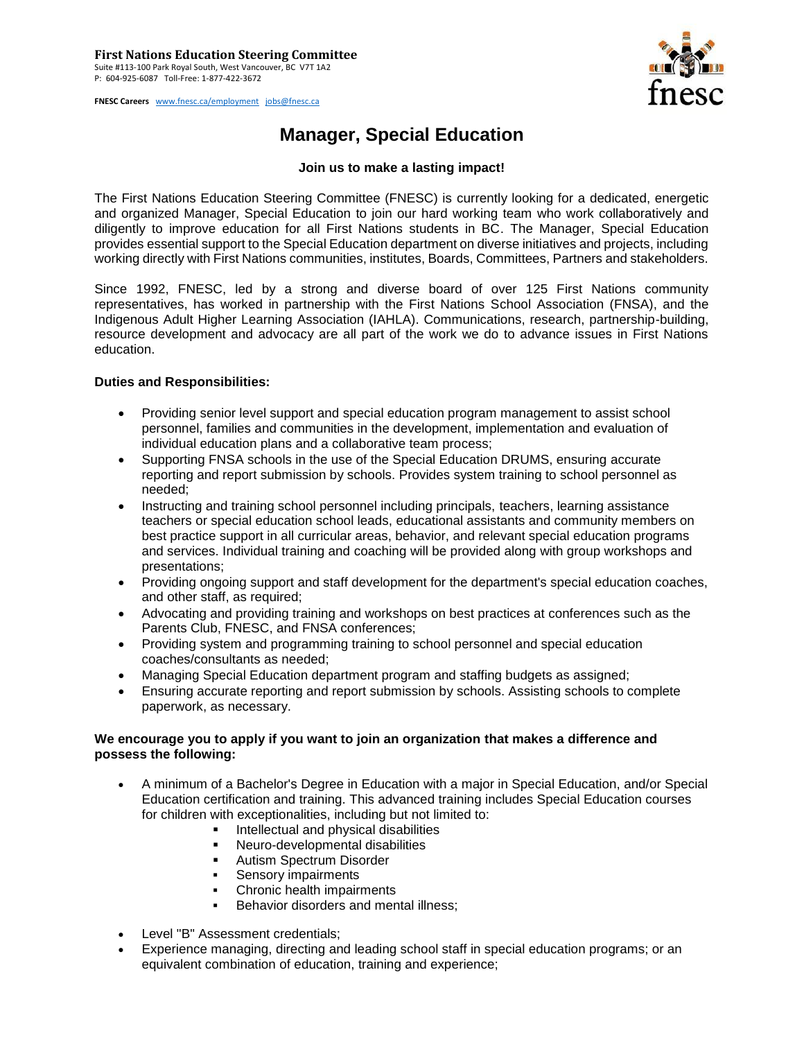**First Nations Education Steering Committee**
Suite #113-100 Park Royal South, West Vancouver, BC V7T 1A2
P: 604-925-6087 Toll-Free: 1-877-422-3672

**FNESC Careers** www.fnesc.ca/employment jobs@fnesc.ca

# Manager, Special Education

**Join us to make a lasting impact!**

The First Nations Education Steering Committee (FNESC) is currently looking for a dedicated, energetic and organized Manager, Special Education to join our hard working team who work collaboratively and diligently to improve education for all First Nations students in BC. The Manager, Special Education provides essential support to the Special Education department on diverse initiatives and projects, including working directly with First Nations communities, institutes, Boards, Committees, Partners and stakeholders.

Since 1992, FNESC, led by a strong and diverse board of over 125 First Nations community representatives, has worked in partnership with the First Nations School Association (FNSA), and the Indigenous Adult Higher Learning Association (IAHLA). Communications, research, partnership-building, resource development and advocacy are all part of the work we do to advance issues in First Nations education.

**Duties and Responsibilities:**

- Providing senior level support and special education program management to assist school personnel, families and communities in the development, implementation and evaluation of individual education plans and a collaborative team process;
- Supporting FNSA schools in the use of the Special Education DRUMS, ensuring accurate reporting and report submission by schools. Provides system training to school personnel as needed;
- Instructing and training school personnel including principals, teachers, learning assistance teachers or special education school leads, educational assistants and community members on best practice support in all curricular areas, behavior, and relevant special education programs and services. Individual training and coaching will be provided along with group workshops and presentations;
- Providing ongoing support and staff development for the department's special education coaches, and other staff, as required;
- Advocating and providing training and workshops on best practices at conferences such as the Parents Club, FNESC, and FNSA conferences;
- Providing system and programming training to school personnel and special education coaches/consultants as needed;
- Managing Special Education department program and staffing budgets as assigned;
- Ensuring accurate reporting and report submission by schools. Assisting schools to complete paperwork, as necessary.

**We encourage you to apply if you want to join an organization that makes a difference and possess the following:**

- A minimum of a Bachelor's Degree in Education with a major in Special Education, and/or Special Education certification and training. This advanced training includes Special Education courses for children with exceptionalities, including but not limited to:
  - Intellectual and physical disabilities
  - Neuro-developmental disabilities
  - Autism Spectrum Disorder
  - Sensory impairments
  - Chronic health impairments
  - Behavior disorders and mental illness;
- Level "B" Assessment credentials;
- Experience managing, directing and leading school staff in special education programs; or an equivalent combination of education, training and experience;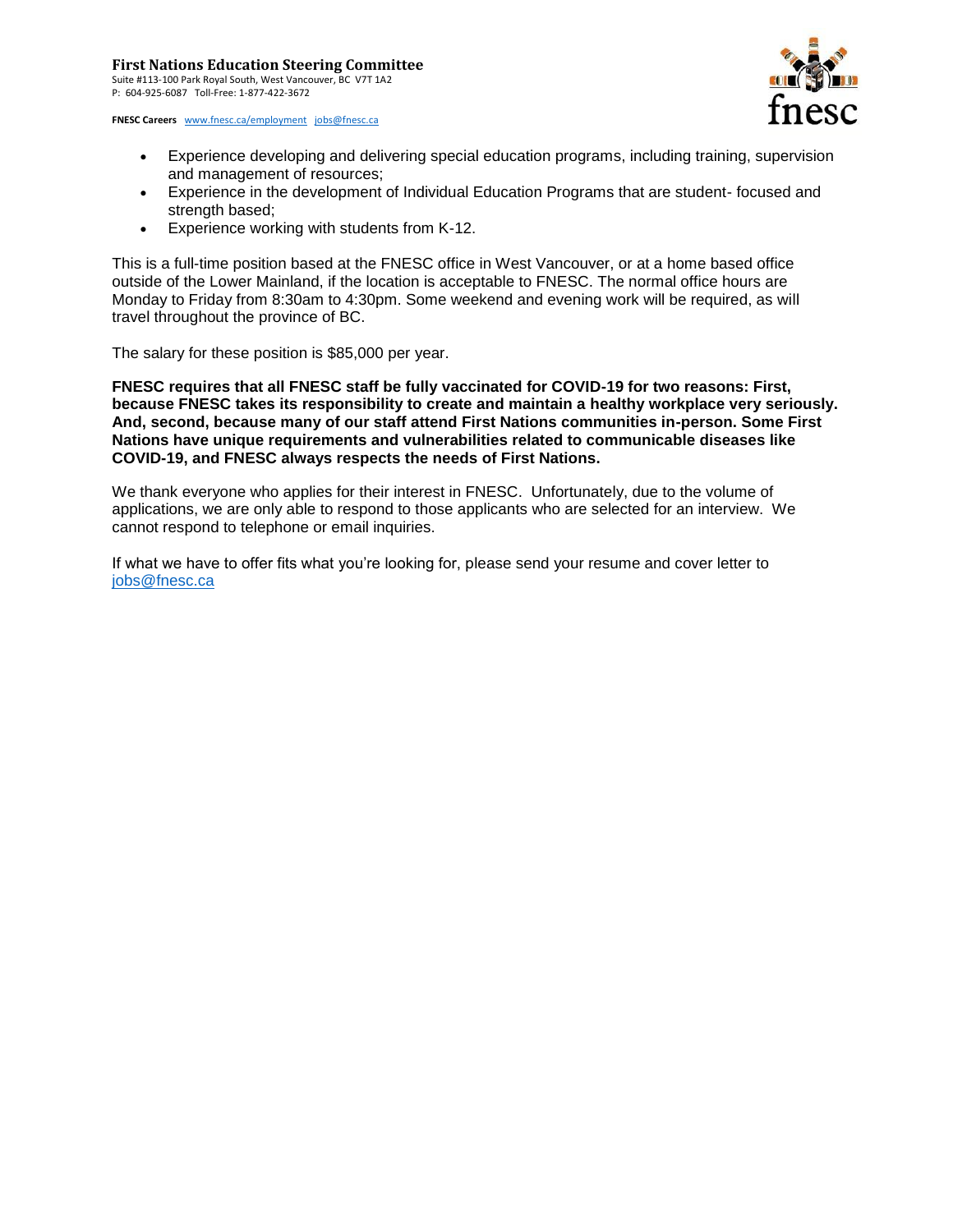- Experience developing and delivering special education programs, including training, supervision and management of resources;
- Experience in the development of Individual Education Programs that are student- focused and strength based;
- Experience working with students from K-12.

This is a full-time position based at the FNESC office in West Vancouver, or at a home based office outside of the Lower Mainland, if the location is acceptable to FNESC. The normal office hours are Monday to Friday from 8:30am to 4:30pm. Some weekend and evening work will be required, as will travel throughout the province of BC.

The salary for these position is $85,000 per year.

**FNESC requires that all FNESC staff be fully vaccinated for COVID-19 for two reasons: First, because FNESC takes its responsibility to create and maintain a healthy workplace very seriously. And, second, because many of our staff attend First Nations communities in-person. Some First Nations have unique requirements and vulnerabilities related to communicable diseases like COVID-19, and FNESC always respects the needs of First Nations.**

We thank everyone who applies for their interest in FNESC. Unfortunately, due to the volume of applications, we are only able to respond to those applicants who are selected for an interview. We cannot respond to telephone or email inquiries.

If what we have to offer fits what you're looking for, please send your resume and cover letter to jobs@fnesc.ca